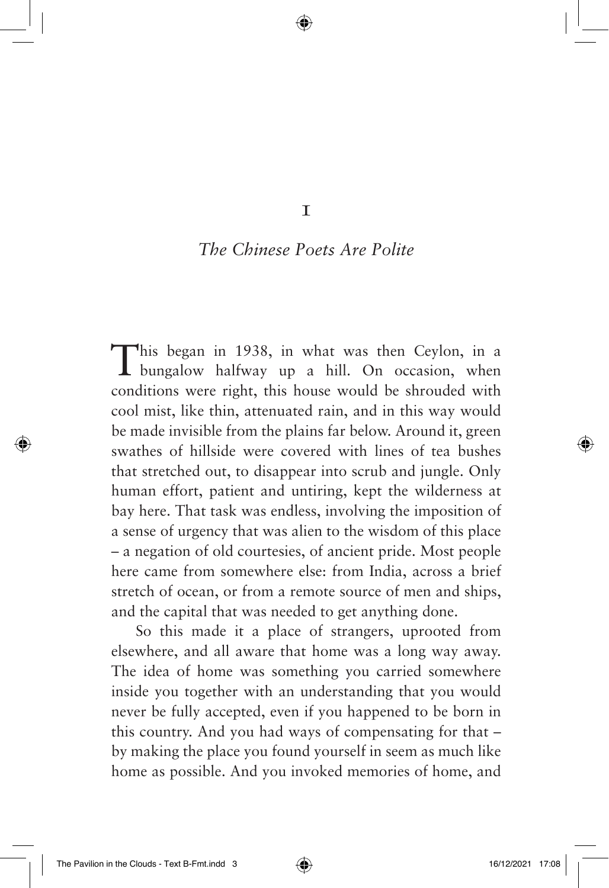# 1

## *The Chinese Poets Are Polite*

This began in 1938, in what was then Ceylon, in a bungalow halfway up a hill. On occasion, when conditions were right, this house would be shrouded with cool mist, like thin, attenuated rain, and in this way would be made invisible from the plains far below. Around it, green swathes of hillside were covered with lines of tea bushes that stretched out, to disappear into scrub and jungle. Only human effort, patient and untiring, kept the wilderness at bay here. That task was endless, involving the imposition of a sense of urgency that was alien to the wisdom of this place – a negation of old courtesies, of ancient pride. Most people here came from somewhere else: from India, across a brief stretch of ocean, or from a remote source of men and ships, and the capital that was needed to get anything done.

So this made it a place of strangers, uprooted from elsewhere, and all aware that home was a long way away. The idea of home was something you carried somewhere inside you together with an understanding that you would never be fully accepted, even if you happened to be born in this country. And you had ways of compensating for that – by making the place you found yourself in seem as much like home as possible. And you invoked memories of home, and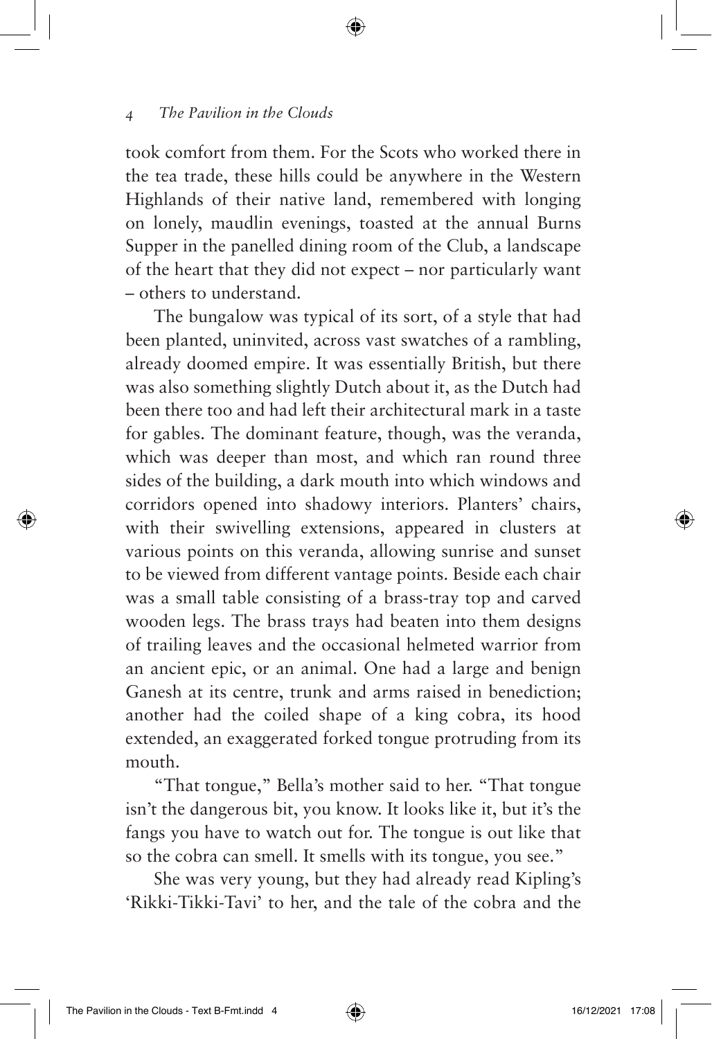took comfort from them. For the Scots who worked there in the tea trade, these hills could be anywhere in the Western Highlands of their native land, remembered with longing on lonely, maudlin evenings, toasted at the annual Burns Supper in the panelled dining room of the Club, a landscape of the heart that they did not expect – nor particularly want – others to understand.

The bungalow was typical of its sort, of a style that had been planted, uninvited, across vast swatches of a rambling, already doomed empire. It was essentially British, but there was also something slightly Dutch about it, as the Dutch had been there too and had left their architectural mark in a taste for gables. The dominant feature, though, was the veranda, which was deeper than most, and which ran round three sides of the building, a dark mouth into which windows and corridors opened into shadowy interiors. Planters' chairs, with their swivelling extensions, appeared in clusters at various points on this veranda, allowing sunrise and sunset to be viewed from different vantage points. Beside each chair was a small table consisting of a brass-tray top and carved wooden legs. The brass trays had beaten into them designs of trailing leaves and the occasional helmeted warrior from an ancient epic, or an animal. One had a large and benign Ganesh at its centre, trunk and arms raised in benediction; another had the coiled shape of a king cobra, its hood extended, an exaggerated forked tongue protruding from its mouth.

"That tongue," Bella's mother said to her. "That tongue isn't the dangerous bit, you know. It looks like it, but it's the fangs you have to watch out for. The tongue is out like that so the cobra can smell. It smells with its tongue, you see."

She was very young, but they had already read Kipling's 'Rikki-Tikki-Tavi' to her, and the tale of the cobra and the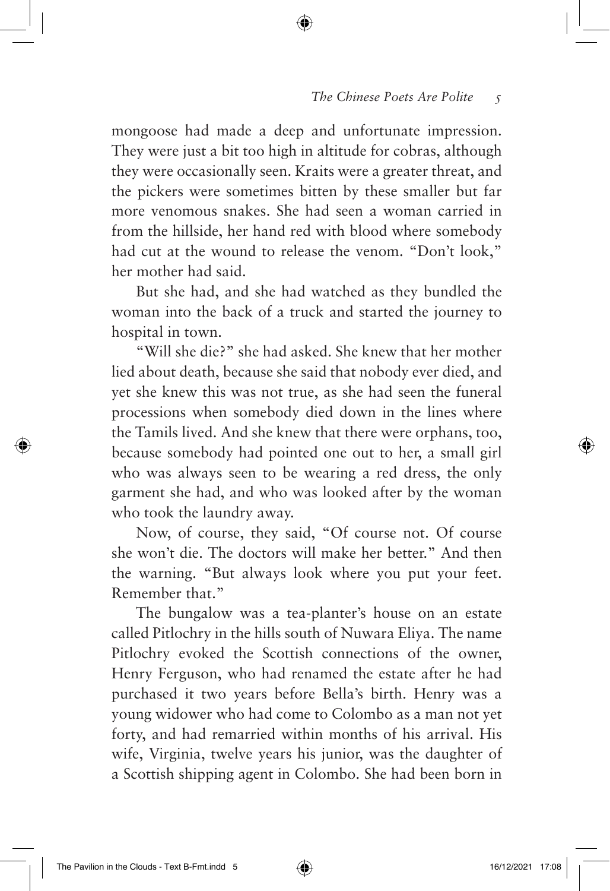mongoose had made a deep and unfortunate impression. They were just a bit too high in altitude for cobras, although they were occasionally seen. Kraits were a greater threat, and the pickers were sometimes bitten by these smaller but far more venomous snakes. She had seen a woman carried in from the hillside, her hand red with blood where somebody had cut at the wound to release the venom. "Don't look," her mother had said.

But she had, and she had watched as they bundled the woman into the back of a truck and started the journey to hospital in town.

"Will she die?" she had asked. She knew that her mother lied about death, because she said that nobody ever died, and yet she knew this was not true, as she had seen the funeral processions when somebody died down in the lines where the Tamils lived. And she knew that there were orphans, too, because somebody had pointed one out to her, a small girl who was always seen to be wearing a red dress, the only garment she had, and who was looked after by the woman who took the laundry away.

Now, of course, they said, "Of course not. Of course she won't die. The doctors will make her better." And then the warning. "But always look where you put your feet. Remember that."

The bungalow was a tea-planter's house on an estate called Pitlochry in the hills south of Nuwara Eliya. The name Pitlochry evoked the Scottish connections of the owner, Henry Ferguson, who had renamed the estate after he had purchased it two years before Bella's birth. Henry was a young widower who had come to Colombo as a man not yet forty, and had remarried within months of his arrival. His wife, Virginia, twelve years his junior, was the daughter of a Scottish shipping agent in Colombo. She had been born in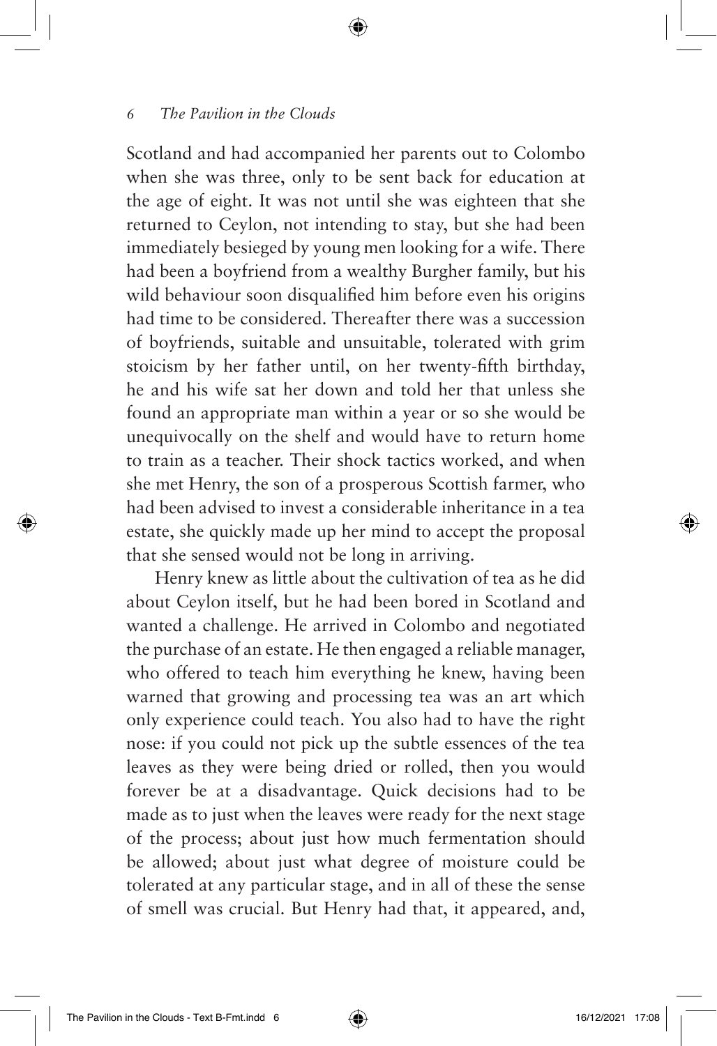Scotland and had accompanied her parents out to Colombo when she was three, only to be sent back for education at the age of eight. It was not until she was eighteen that she returned to Ceylon, not intending to stay, but she had been immediately besieged by young men looking for a wife. There had been a boyfriend from a wealthy Burgher family, but his wild behaviour soon disqualified him before even his origins had time to be considered. Thereafter there was a succession of boyfriends, suitable and unsuitable, tolerated with grim stoicism by her father until, on her twenty-fifth birthday, he and his wife sat her down and told her that unless she found an appropriate man within a year or so she would be unequivocally on the shelf and would have to return home to train as a teacher. Their shock tactics worked, and when she met Henry, the son of a prosperous Scottish farmer, who had been advised to invest a considerable inheritance in a tea estate, she quickly made up her mind to accept the proposal that she sensed would not be long in arriving.

Henry knew as little about the cultivation of tea as he did about Ceylon itself, but he had been bored in Scotland and wanted a challenge. He arrived in Colombo and negotiated the purchase of an estate. He then engaged a reliable manager, who offered to teach him everything he knew, having been warned that growing and processing tea was an art which only experience could teach. You also had to have the right nose: if you could not pick up the subtle essences of the tea leaves as they were being dried or rolled, then you would forever be at a disadvantage. Quick decisions had to be made as to just when the leaves were ready for the next stage of the process; about just how much fermentation should be allowed; about just what degree of moisture could be tolerated at any particular stage, and in all of these the sense of smell was crucial. But Henry had that, it appeared, and,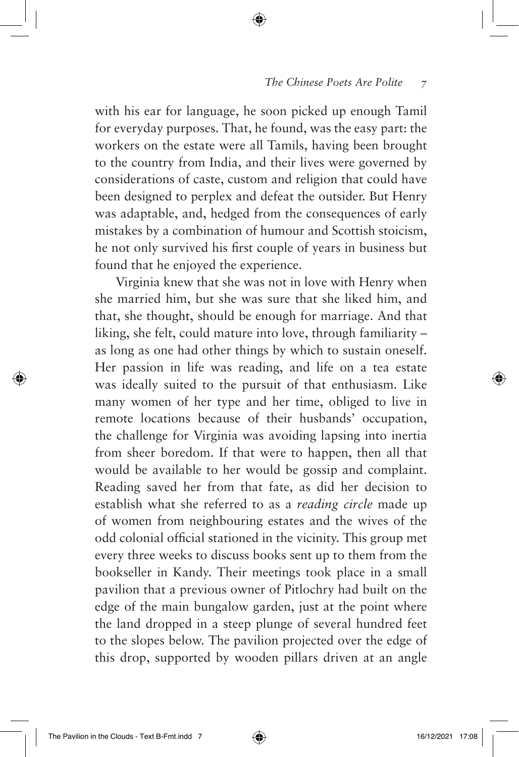with his ear for language, he soon picked up enough Tamil for everyday purposes. That, he found, was the easy part: the workers on the estate were all Tamils, having been brought to the country from India, and their lives were governed by considerations of caste, custom and religion that could have been designed to perplex and defeat the outsider. But Henry was adaptable, and, hedged from the consequences of early mistakes by a combination of humour and Scottish stoicism, he not only survived his first couple of years in business but found that he enjoyed the experience.

Virginia knew that she was not in love with Henry when she married him, but she was sure that she liked him, and that, she thought, should be enough for marriage. And that liking, she felt, could mature into love, through familiarity – as long as one had other things by which to sustain oneself. Her passion in life was reading, and life on a tea estate was ideally suited to the pursuit of that enthusiasm. Like many women of her type and her time, obliged to live in remote locations because of their husbands' occupation, the challenge for Virginia was avoiding lapsing into inertia from sheer boredom. If that were to happen, then all that would be available to her would be gossip and complaint. Reading saved her from that fate, as did her decision to establish what she referred to as a *reading circle* made up of women from neighbouring estates and the wives of the odd colonial official stationed in the vicinity. This group met every three weeks to discuss books sent up to them from the bookseller in Kandy. Their meetings took place in a small pavilion that a previous owner of Pitlochry had built on the edge of the main bungalow garden, just at the point where the land dropped in a steep plunge of several hundred feet to the slopes below. The pavilion projected over the edge of this drop, supported by wooden pillars driven at an angle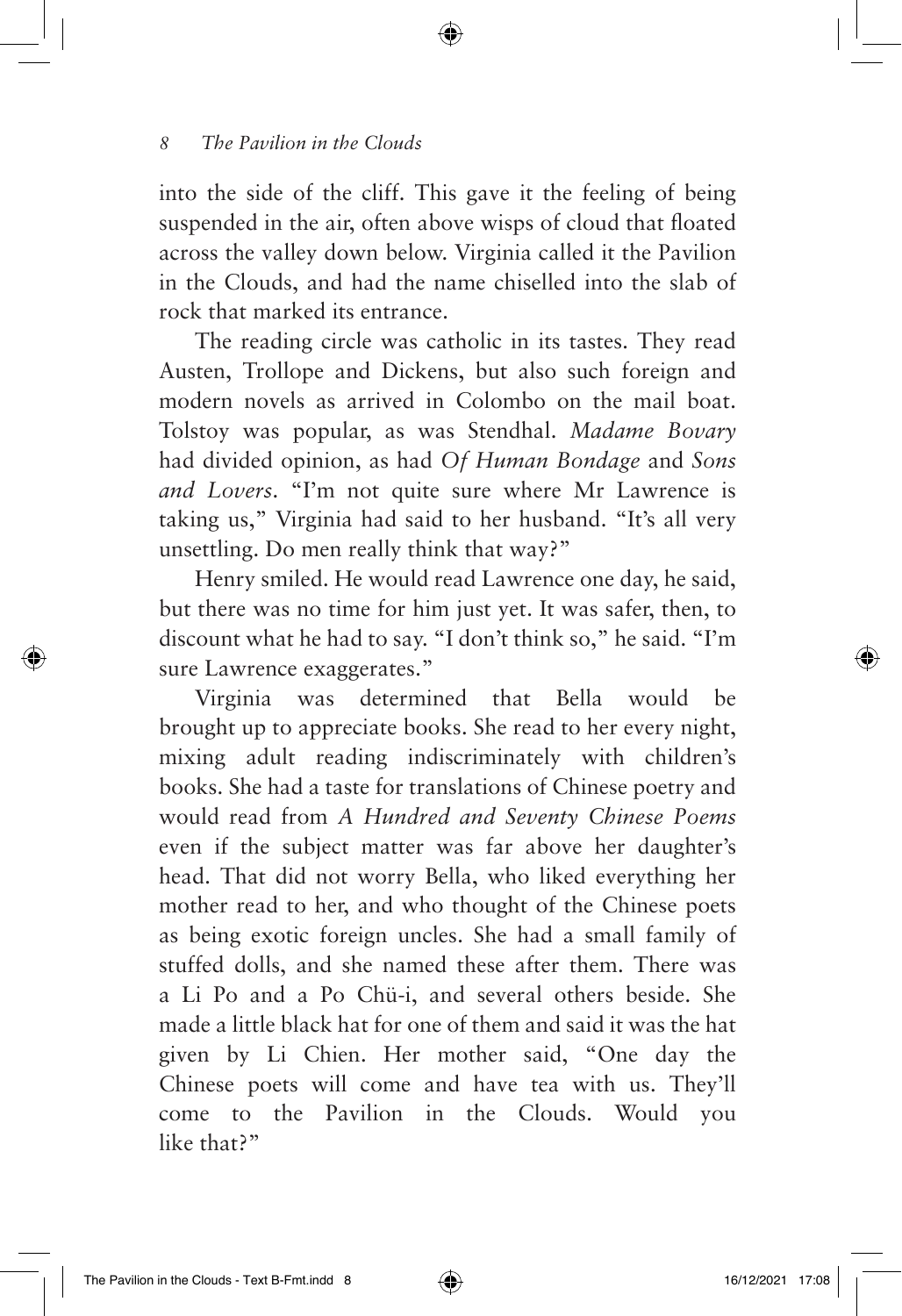into the side of the cliff. This gave it the feeling of being suspended in the air, often above wisps of cloud that floated across the valley down below. Virginia called it the Pavilion in the Clouds, and had the name chiselled into the slab of rock that marked its entrance.

The reading circle was catholic in its tastes. They read Austen, Trollope and Dickens, but also such foreign and modern novels as arrived in Colombo on the mail boat. Tolstoy was popular, as was Stendhal. *Madame Bovary* had divided opinion, as had *Of Human Bondage* and *Sons and Lovers*. "I'm not quite sure where Mr Lawrence is taking us," Virginia had said to her husband. "It's all very unsettling. Do men really think that way?"

Henry smiled. He would read Lawrence one day, he said, but there was no time for him just yet. It was safer, then, to discount what he had to say. "I don't think so," he said. "I'm sure Lawrence exaggerates."

Virginia was determined that Bella would be brought up to appreciate books. She read to her every night, mixing adult reading indiscriminately with children's books. She had a taste for translations of Chinese poetry and would read from *A Hundred and Seventy Chinese Poems* even if the subject matter was far above her daughter's head. That did not worry Bella, who liked everything her mother read to her, and who thought of the Chinese poets as being exotic foreign uncles. She had a small family of stuffed dolls, and she named these after them. There was a Li Po and a Po Chü-i, and several others beside. She made a little black hat for one of them and said it was the hat given by Li Chien. Her mother said, "One day the Chinese poets will come and have tea with us. They'll come to the Pavilion in the Clouds. Would you like that?"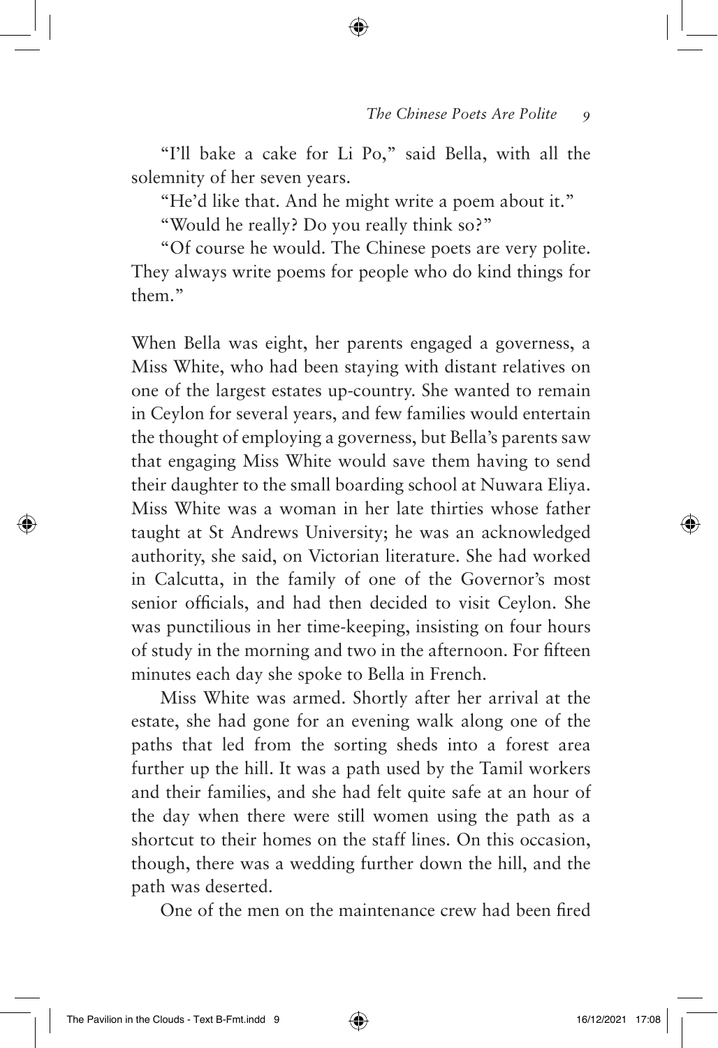"I'll bake a cake for Li Po," said Bella, with all the solemnity of her seven years.

"He'd like that. And he might write a poem about it."

"Would he really? Do you really think so?"

"Of course he would. The Chinese poets are very polite. They always write poems for people who do kind things for them."

When Bella was eight, her parents engaged a governess, a Miss White, who had been staying with distant relatives on one of the largest estates up-country. She wanted to remain in Ceylon for several years, and few families would entertain the thought of employing a governess, but Bella's parents saw that engaging Miss White would save them having to send their daughter to the small boarding school at Nuwara Eliya. Miss White was a woman in her late thirties whose father taught at St Andrews University; he was an acknowledged authority, she said, on Victorian literature. She had worked in Calcutta, in the family of one of the Governor's most senior officials, and had then decided to visit Ceylon. She was punctilious in her time-keeping, insisting on four hours of study in the morning and two in the afternoon. For fifteen minutes each day she spoke to Bella in French.

Miss White was armed. Shortly after her arrival at the estate, she had gone for an evening walk along one of the paths that led from the sorting sheds into a forest area further up the hill. It was a path used by the Tamil workers and their families, and she had felt quite safe at an hour of the day when there were still women using the path as a shortcut to their homes on the staff lines. On this occasion, though, there was a wedding further down the hill, and the path was deserted.

One of the men on the maintenance crew had been fired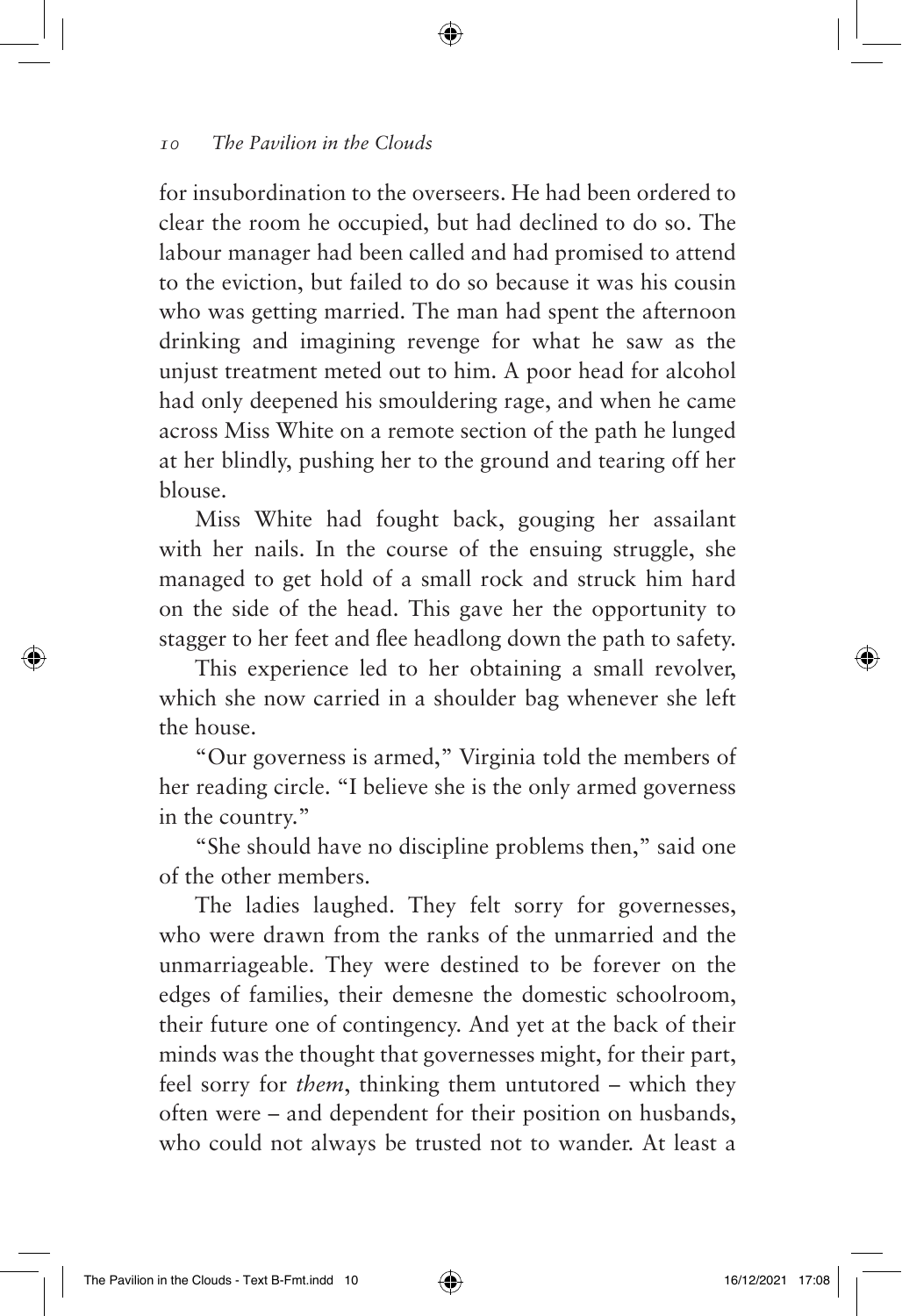for insubordination to the overseers. He had been ordered to clear the room he occupied, but had declined to do so. The labour manager had been called and had promised to attend to the eviction, but failed to do so because it was his cousin who was getting married. The man had spent the afternoon drinking and imagining revenge for what he saw as the unjust treatment meted out to him. A poor head for alcohol had only deepened his smouldering rage, and when he came across Miss White on a remote section of the path he lunged at her blindly, pushing her to the ground and tearing off her blouse.

Miss White had fought back, gouging her assailant with her nails. In the course of the ensuing struggle, she managed to get hold of a small rock and struck him hard on the side of the head. This gave her the opportunity to stagger to her feet and flee headlong down the path to safety.

This experience led to her obtaining a small revolver, which she now carried in a shoulder bag whenever she left the house.

"Our governess is armed," Virginia told the members of her reading circle. "I believe she is the only armed governess in the country."

"She should have no discipline problems then," said one of the other members.

The ladies laughed. They felt sorry for governesses, who were drawn from the ranks of the unmarried and the unmarriageable. They were destined to be forever on the edges of families, their demesne the domestic schoolroom, their future one of contingency. And yet at the back of their minds was the thought that governesses might, for their part, feel sorry for *them*, thinking them untutored – which they often were – and dependent for their position on husbands, who could not always be trusted not to wander. At least a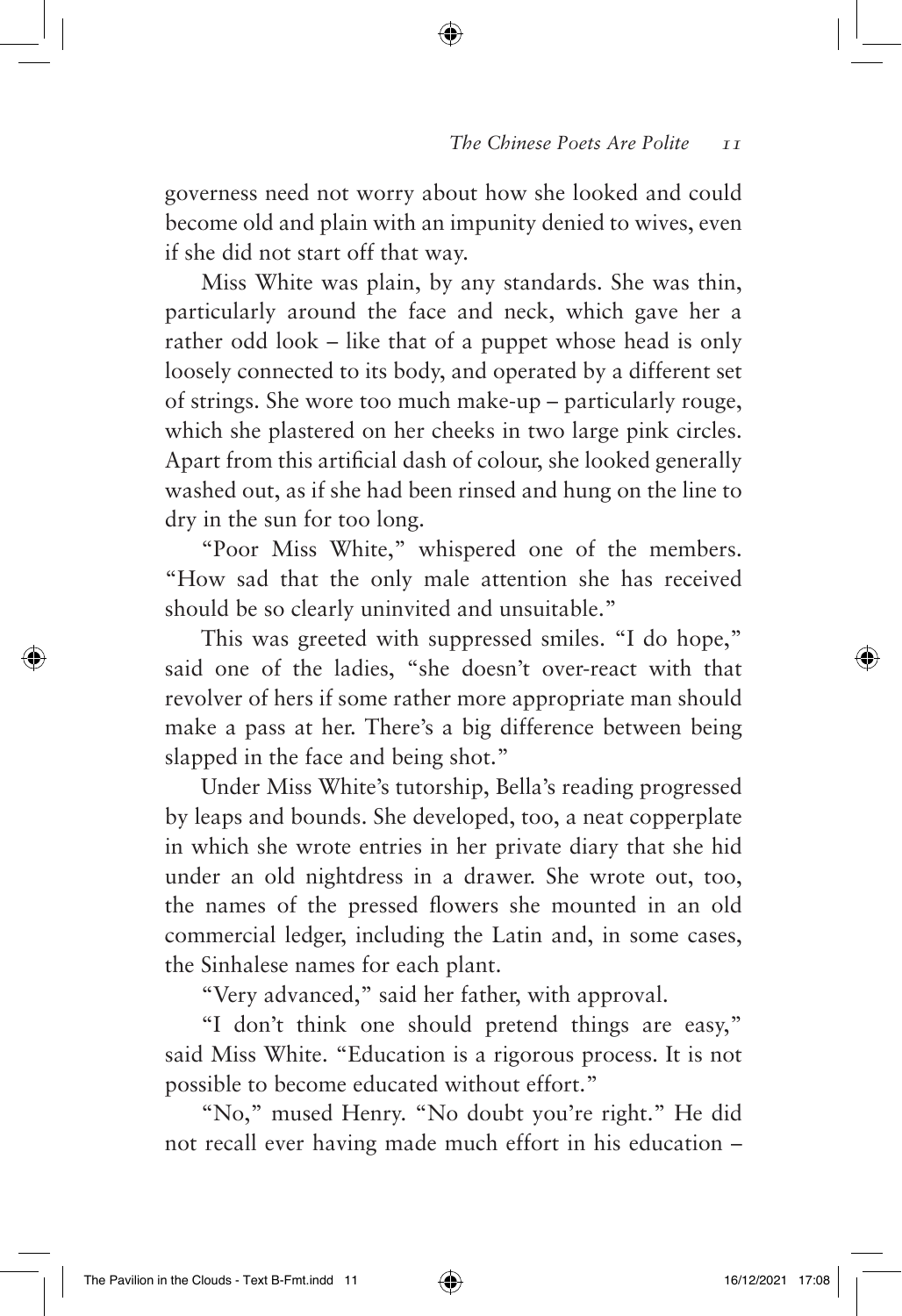governess need not worry about how she looked and could become old and plain with an impunity denied to wives, even if she did not start off that way.

Miss White was plain, by any standards. She was thin, particularly around the face and neck, which gave her a rather odd look – like that of a puppet whose head is only loosely connected to its body, and operated by a different set of strings. She wore too much make-up – particularly rouge, which she plastered on her cheeks in two large pink circles. Apart from this artificial dash of colour, she looked generally washed out, as if she had been rinsed and hung on the line to dry in the sun for too long.

"Poor Miss White," whispered one of the members. "How sad that the only male attention she has received should be so clearly uninvited and unsuitable."

This was greeted with suppressed smiles. "I do hope," said one of the ladies, "she doesn't over-react with that revolver of hers if some rather more appropriate man should make a pass at her. There's a big difference between being slapped in the face and being shot."

Under Miss White's tutorship, Bella's reading progressed by leaps and bounds. She developed, too, a neat copperplate in which she wrote entries in her private diary that she hid under an old nightdress in a drawer. She wrote out, too, the names of the pressed flowers she mounted in an old commercial ledger, including the Latin and, in some cases, the Sinhalese names for each plant.

"Very advanced," said her father, with approval.

"I don't think one should pretend things are easy," said Miss White. "Education is a rigorous process. It is not possible to become educated without effort."

"No," mused Henry. "No doubt you're right." He did not recall ever having made much effort in his education –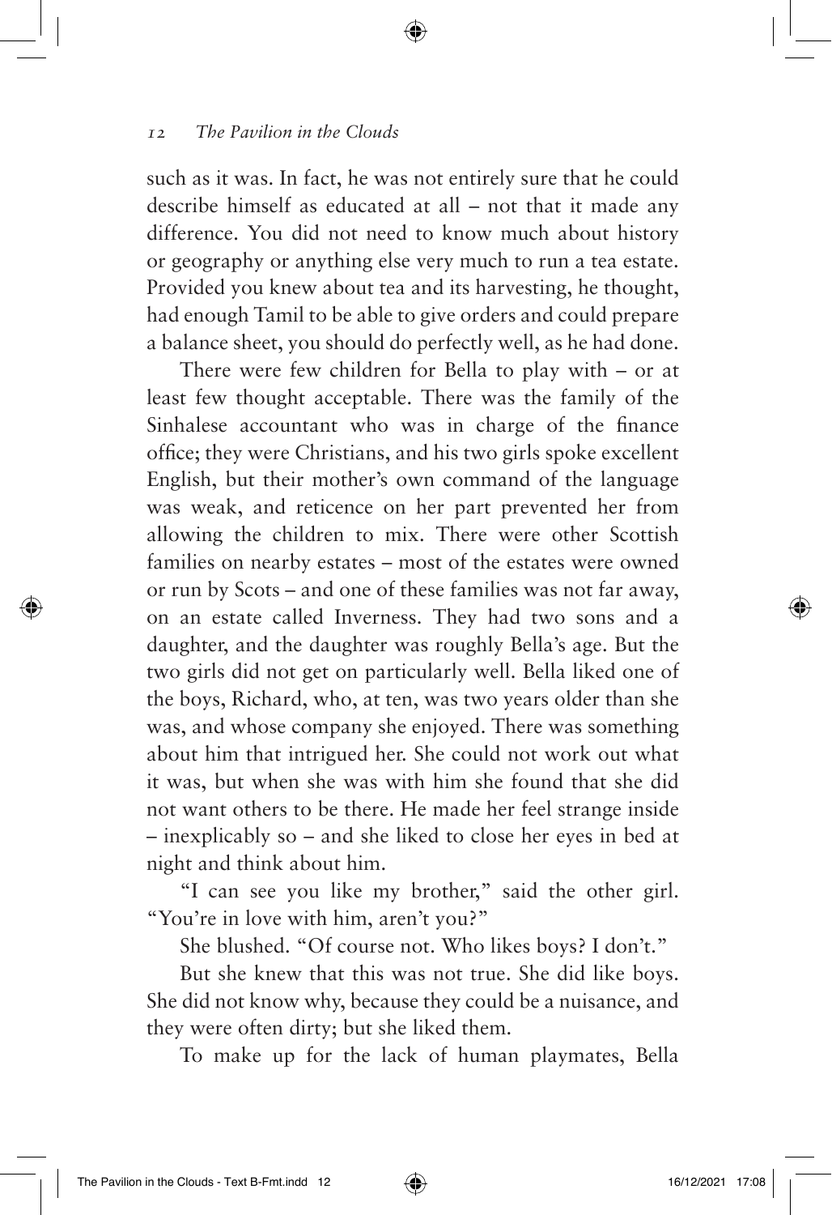such as it was. In fact, he was not entirely sure that he could describe himself as educated at all – not that it made any difference. You did not need to know much about history or geography or anything else very much to run a tea estate. Provided you knew about tea and its harvesting, he thought, had enough Tamil to be able to give orders and could prepare a balance sheet, you should do perfectly well, as he had done.

There were few children for Bella to play with – or at least few thought acceptable. There was the family of the Sinhalese accountant who was in charge of the finance office; they were Christians, and his two girls spoke excellent English, but their mother's own command of the language was weak, and reticence on her part prevented her from allowing the children to mix. There were other Scottish families on nearby estates – most of the estates were owned or run by Scots – and one of these families was not far away, on an estate called Inverness. They had two sons and a daughter, and the daughter was roughly Bella's age. But the two girls did not get on particularly well. Bella liked one of the boys, Richard, who, at ten, was two years older than she was, and whose company she enjoyed. There was something about him that intrigued her. She could not work out what it was, but when she was with him she found that she did not want others to be there. He made her feel strange inside – inexplicably so – and she liked to close her eyes in bed at night and think about him.

"I can see you like my brother," said the other girl. "You're in love with him, aren't you?"

She blushed. "Of course not. Who likes boys? I don't."

But she knew that this was not true. She did like boys. She did not know why, because they could be a nuisance, and they were often dirty; but she liked them.

To make up for the lack of human playmates, Bella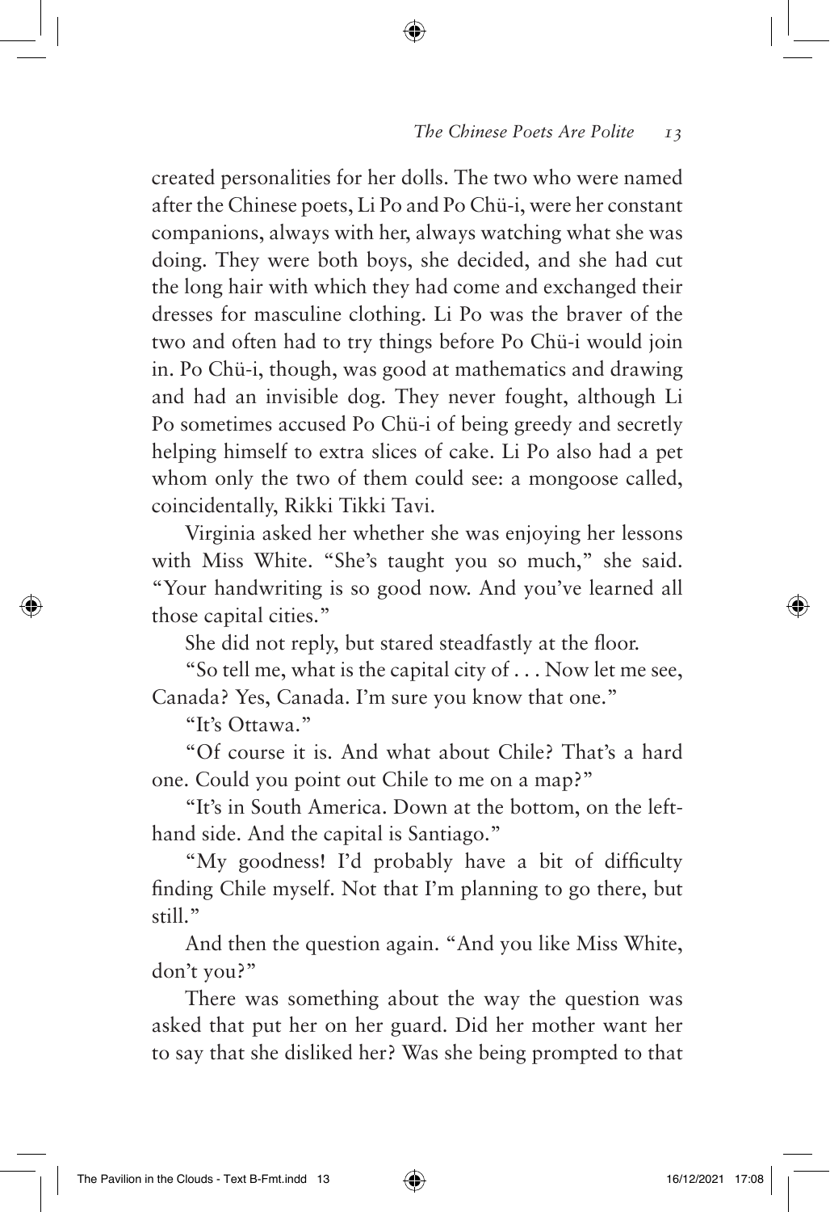created personalities for her dolls. The two who were named after the Chinese poets, Li Po and Po Chü-i, were her constant companions, always with her, always watching what she was doing. They were both boys, she decided, and she had cut the long hair with which they had come and exchanged their dresses for masculine clothing. Li Po was the braver of the two and often had to try things before Po Chü-i would join in. Po Chü-i, though, was good at mathematics and drawing and had an invisible dog. They never fought, although Li Po sometimes accused Po Chü-i of being greedy and secretly helping himself to extra slices of cake. Li Po also had a pet whom only the two of them could see: a mongoose called, coincidentally, Rikki Tikki Tavi.

Virginia asked her whether she was enjoying her lessons with Miss White. "She's taught you so much," she said. "Your handwriting is so good now. And you've learned all those capital cities."

She did not reply, but stared steadfastly at the floor.

"So tell me, what is the capital city of . . . Now let me see, Canada? Yes, Canada. I'm sure you know that one."

"It's Ottawa."

"Of course it is. And what about Chile? That's a hard one. Could you point out Chile to me on a map?"

"It's in South America. Down at the bottom, on the left-hand side. And the capital is Santiago."

"My goodness! I'd probably have a bit of difficulty finding Chile myself. Not that I'm planning to go there, but still."

And then the question again. "And you like Miss White, don't you?"

There was something about the way the question was asked that put her on her guard. Did her mother want her to say that she disliked her? Was she being prompted to that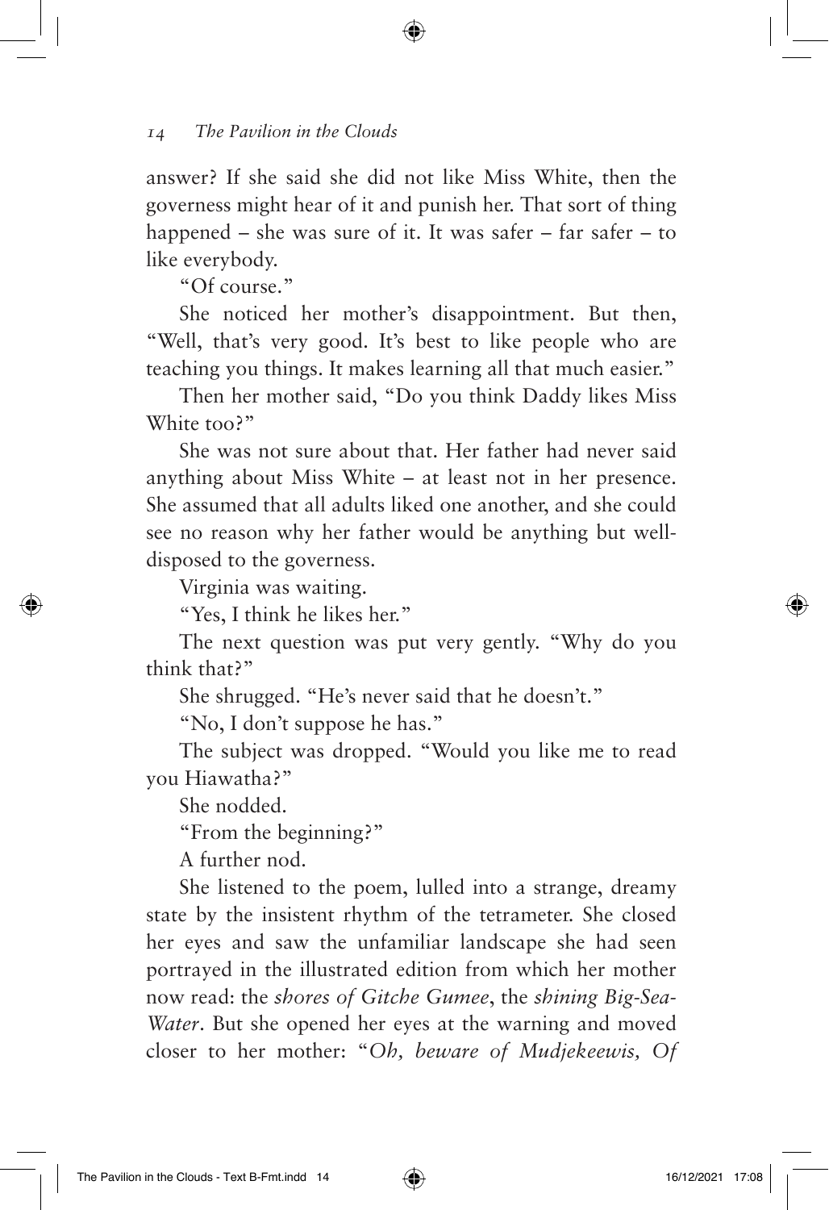answer? If she said she did not like Miss White, then the governess might hear of it and punish her. That sort of thing happened – she was sure of it. It was safer – far safer – to like everybody.

"Of course."

She noticed her mother's disappointment. But then, "Well, that's very good. It's best to like people who are teaching you things. It makes learning all that much easier."

Then her mother said, "Do you think Daddy likes Miss White too?"

She was not sure about that. Her father had never said anything about Miss White – at least not in her presence. She assumed that all adults liked one another, and she could see no reason why her father would be anything but well-disposed to the governess.

Virginia was waiting.

"Yes, I think he likes her."

The next question was put very gently. "Why do you think that?"

She shrugged. "He's never said that he doesn't."

"No, I don't suppose he has."

The subject was dropped. "Would you like me to read you Hiawatha?"

She nodded.

"From the beginning?"

A further nod.

She listened to the poem, lulled into a strange, dreamy state by the insistent rhythm of the tetrameter. She closed her eyes and saw the unfamiliar landscape she had seen portrayed in the illustrated edition from which her mother now read: the *shores of Gitche Gumee*, the *shining Big-Sea-Water*. But she opened her eyes at the warning and moved closer to her mother: "*Oh, beware of Mudjekeewis, Of*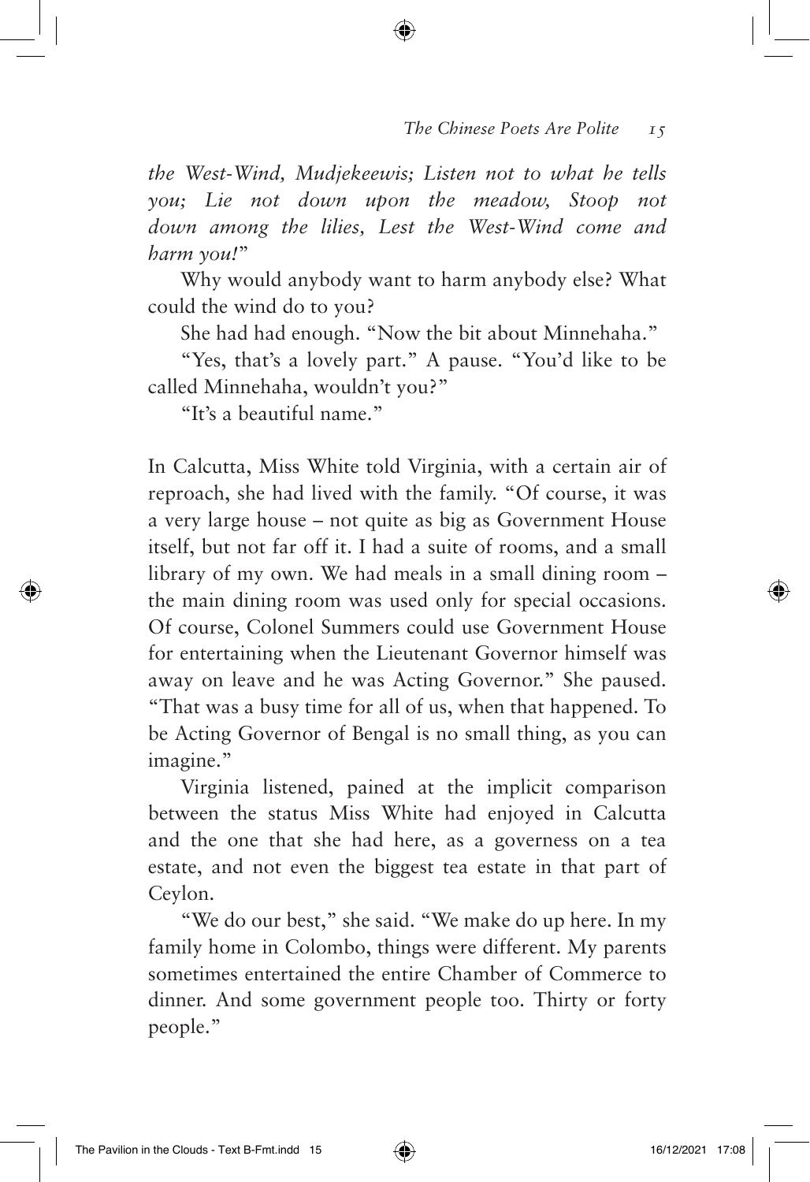*the West-Wind, Mudjekeewis; Listen not to what he tells you; Lie not down upon the meadow, Stoop not down among the lilies, Lest the West-Wind come and harm you!*"

Why would anybody want to harm anybody else? What could the wind do to you?

She had had enough. "Now the bit about Minnehaha."

"Yes, that's a lovely part." A pause. "You'd like to be called Minnehaha, wouldn't you?"

"It's a beautiful name."

In Calcutta, Miss White told Virginia, with a certain air of reproach, she had lived with the family. "Of course, it was a very large house – not quite as big as Government House itself, but not far off it. I had a suite of rooms, and a small library of my own. We had meals in a small dining room – the main dining room was used only for special occasions. Of course, Colonel Summers could use Government House for entertaining when the Lieutenant Governor himself was away on leave and he was Acting Governor." She paused. "That was a busy time for all of us, when that happened. To be Acting Governor of Bengal is no small thing, as you can imagine."

Virginia listened, pained at the implicit comparison between the status Miss White had enjoyed in Calcutta and the one that she had here, as a governess on a tea estate, and not even the biggest tea estate in that part of Ceylon.

"We do our best," she said. "We make do up here. In my family home in Colombo, things were different. My parents sometimes entertained the entire Chamber of Commerce to dinner. And some government people too. Thirty or forty people."